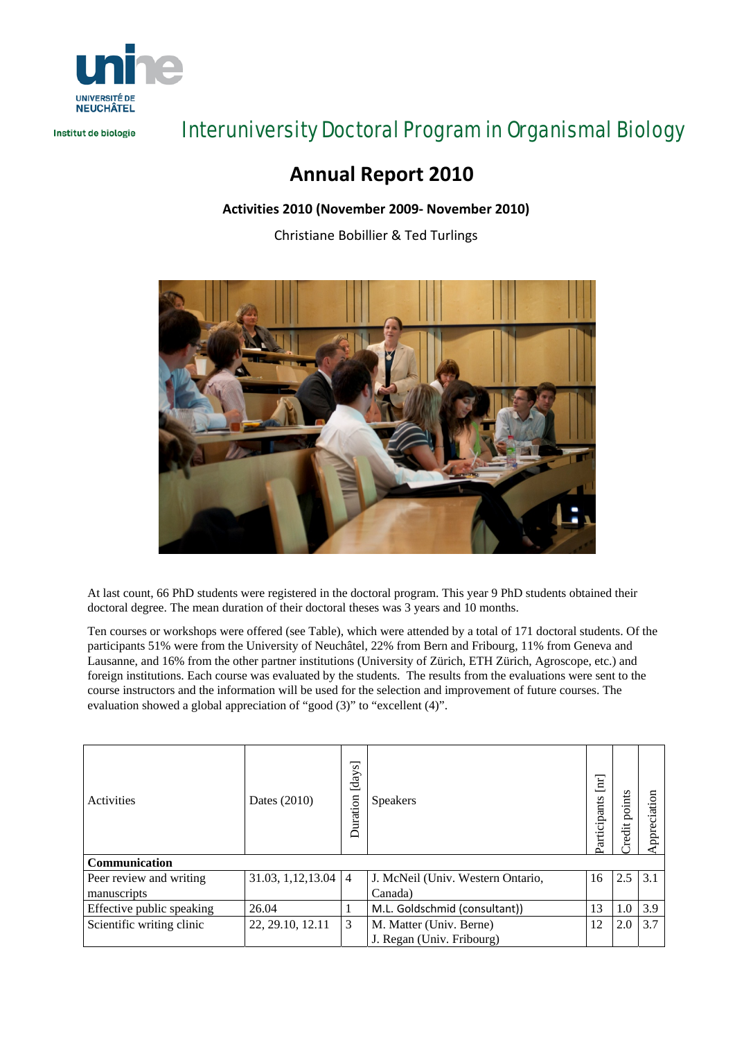unine UNIVERSITÉ DE NEUCHÂTEL

Institut de biologie

# Interuniversity Doctoral Program in Organismal Biology

## Annual Report 2010

### Activities 2010 (November 2009- November 2010)

Christiane Bobillier & Ted Turlings

At last count, 66 PhD students were registered in the doctoral program. This year 9 PhD students obtained their doctoral degree. The mean duration of their doctoral theses was 3 years and 10 months.

Ten courses or workshops were offered (see Table), which were attended by a total of 171 doctoral students. Of the participants 51% were from the University of Neuchâtel, 22% from Bern and Fribourg, 11% from Geneva and Lausanne, and 16% from the other partner institutions (University of Zürich, ETH Zürich, Agroscope, etc.) and foreign institutions. Each course was evaluated by the students. The results from the evaluations were sent to the course instructors and the information will be used for the selection and improvement of future courses. The evaluation showed a global appreciation of "good (3)" to "excellent (4)".

| Activities | Dates (2010) | Duration [days] | Speakers | Participants [nr] | Credit points | Appreciation |
|---|---|---|---|---|---|---|
| **Communication** | | | | | | |
| Peer review and writing manuscripts | 31.03, 1,12,13.04 | 4 | J. McNeil (Univ. Western Ontario, Canada) | 16 | 2.5 | 3.1 |
| Effective public speaking | 26.04 | 1 | M.L. Goldschmid (consultant)) | 13 | 1.0 | 3.9 |
| Scientific writing clinic | 22, 29.10, 12.11 | 3 | M. Matter (Univ. Berne)<br>J. Regan (Univ. Fribourg) | 12 | 2.0 | 3.7 |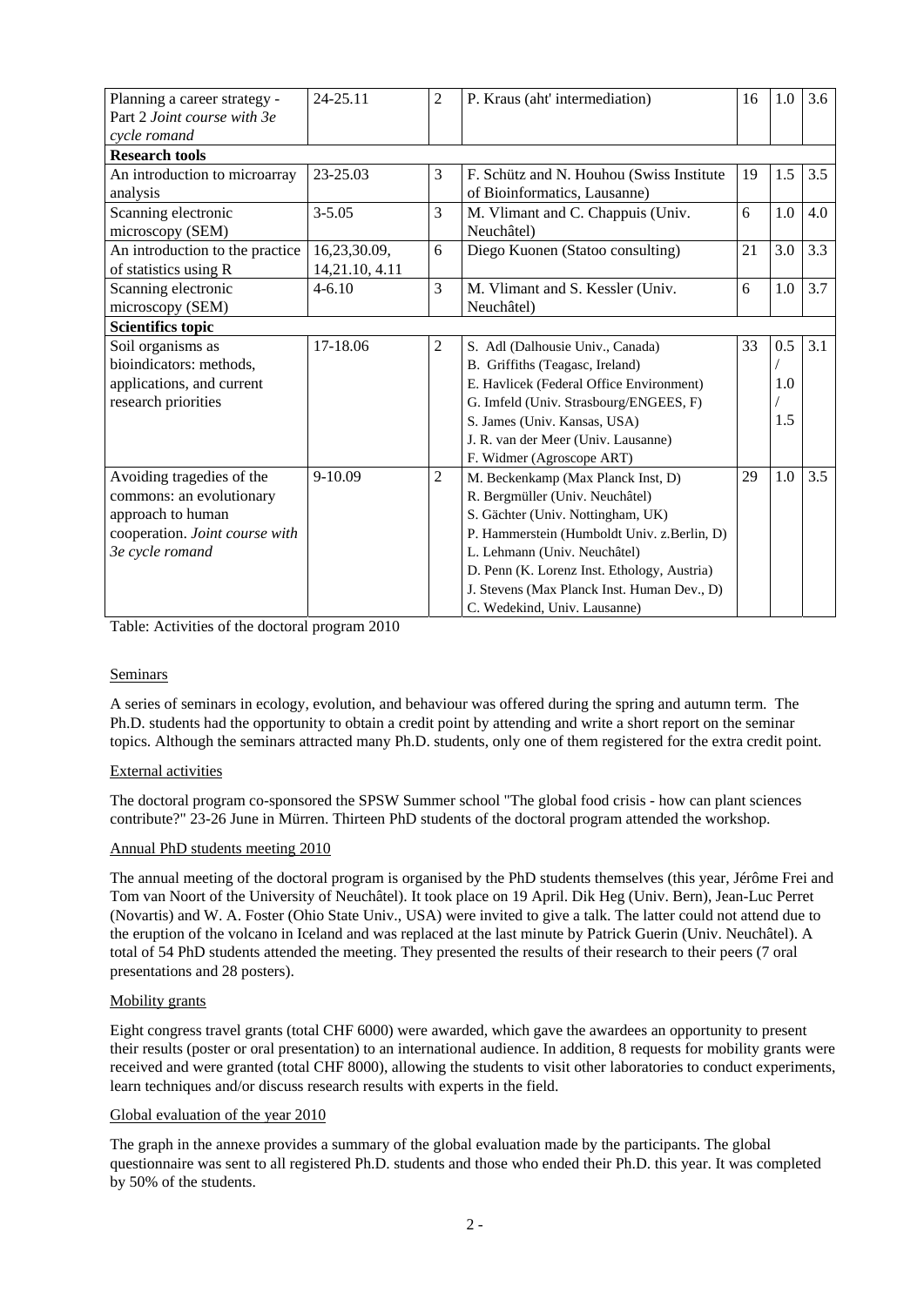| | | | | | | |
|---|---|---|---|---|---|---|
| Planning a career strategy - Part 2 *Joint course with 3e cycle romand* | 24-25.11 | 2 | P. Kraus (aht' intermediation) | 16 | 1.0 | 3.6 |
| **Research tools** | | | | | | |
| An introduction to microarray analysis | 23-25.03 | 3 | F. Schütz and N. Houhou (Swiss Institute of Bioinformatics, Lausanne) | 19 | 1.5 | 3.5 |
| Scanning electronic microscopy (SEM) | 3-5.05 | 3 | M. Vlimant and C. Chappuis (Univ. Neuchâtel) | 6 | 1.0 | 4.0 |
| An introduction to the practice of statistics using R | 16,23,30.09, 14,21.10, 4.11 | 6 | Diego Kuonen (Statoo consulting) | 21 | 3.0 | 3.3 |
| Scanning electronic microscopy (SEM) | 4-6.10 | 3 | M. Vlimant and S. Kessler (Univ. Neuchâtel) | 6 | 1.0 | 3.7 |
| **Scientifics topic** | | | | | | |
| Soil organisms as bioindicators: methods, applications, and current research priorities | 17-18.06 | 2 | S. Adl (Dalhousie Univ., Canada)<br>B. Griffiths (Teagasc, Ireland)<br>E. Havlicek (Federal Office Environment)<br>G. Imfeld (Univ. Strasbourg/ENGEES, F)<br>S. James (Univ. Kansas, USA)<br>J. R. van der Meer (Univ. Lausanne)<br>F. Widmer (Agroscope ART) | 33 | 0.5 / 1.0 / 1.5 | 3.1 |
| Avoiding tragedies of the commons: an evolutionary approach to human cooperation. *Joint course with 3e cycle romand* | 9-10.09 | 2 | M. Beckenkamp (Max Planck Inst, D)<br>R. Bergmüller (Univ. Neuchâtel)<br>S. Gächter (Univ. Nottingham, UK)<br>P. Hammerstein (Humboldt Univ. z.Berlin, D)<br>L. Lehmann (Univ. Neuchâtel)<br>D. Penn (K. Lorenz Inst. Ethology, Austria)<br>J. Stevens (Max Planck Inst. Human Dev., D)<br>C. Wedekind, Univ. Lausanne) | 29 | 1.0 | 3.5 |

Table: Activities of the doctoral program 2010

Seminars

A series of seminars in ecology, evolution, and behaviour was offered during the spring and autumn term. The Ph.D. students had the opportunity to obtain a credit point by attending and write a short report on the seminar topics. Although the seminars attracted many Ph.D. students, only one of them registered for the extra credit point.

External activities

The doctoral program co-sponsored the SPSW Summer school "The global food crisis - how can plant sciences contribute?" 23-26 June in Mürren. Thirteen PhD students of the doctoral program attended the workshop.

Annual PhD students meeting 2010

The annual meeting of the doctoral program is organised by the PhD students themselves (this year, Jérôme Frei and Tom van Noort of the University of Neuchâtel). It took place on 19 April. Dik Heg (Univ. Bern), Jean-Luc Perret (Novartis) and W. A. Foster (Ohio State Univ., USA) were invited to give a talk. The latter could not attend due to the eruption of the volcano in Iceland and was replaced at the last minute by Patrick Guerin (Univ. Neuchâtel). A total of 54 PhD students attended the meeting. They presented the results of their research to their peers (7 oral presentations and 28 posters).

Mobility grants

Eight congress travel grants (total CHF 6000) were awarded, which gave the awardees an opportunity to present their results (poster or oral presentation) to an international audience. In addition, 8 requests for mobility grants were received and were granted (total CHF 8000), allowing the students to visit other laboratories to conduct experiments, learn techniques and/or discuss research results with experts in the field.

Global evaluation of the year 2010

The graph in the annexe provides a summary of the global evaluation made by the participants. The global questionnaire was sent to all registered Ph.D. students and those who ended their Ph.D. this year. It was completed by 50% of the students.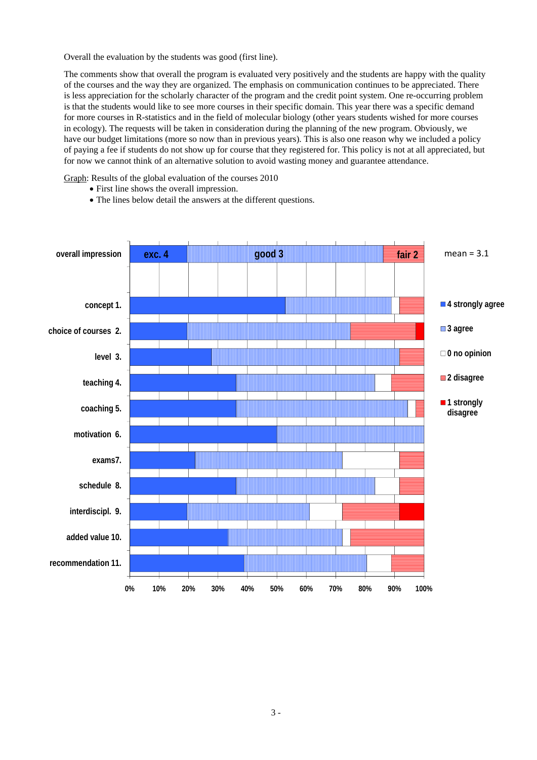Overall the evaluation by the students was good (first line).

The comments show that overall the program is evaluated very positively and the students are happy with the quality of the courses and the way they are organized. The emphasis on communication continues to be appreciated. There is less appreciation for the scholarly character of the program and the credit point system. One re-occurring problem is that the students would like to see more courses in their specific domain. This year there was a specific demand for more courses in R-statistics and in the field of molecular biology (other years students wished for more courses in ecology). The requests will be taken in consideration during the planning of the new program. Obviously, we have our budget limitations (more so now than in previous years). This is also one reason why we included a policy of paying a fee if students do not show up for course that they registered for. This policy is not at all appreciated, but for now we cannot think of an alternative solution to avoid wasting money and guarantee attendance.

Graph: Results of the global evaluation of the courses 2010

- First line shows the overall impression.
- The lines below detail the answers at the different questions.

overall impression
exc. 4
good 3
fair 2
mean = 3.1

concept 1.
choice of courses 2.
level 3.
teaching 4.
coaching 5.
motivation 6.
exams7.
schedule 8.
interdiscipl. 9.
added value 10.
recommendation 11.

4 strongly agree
3 agree
0 no opinion
2 disagree
1 strongly disagree

0% 10% 20% 30% 40% 50% 60% 70% 80% 90% 100%